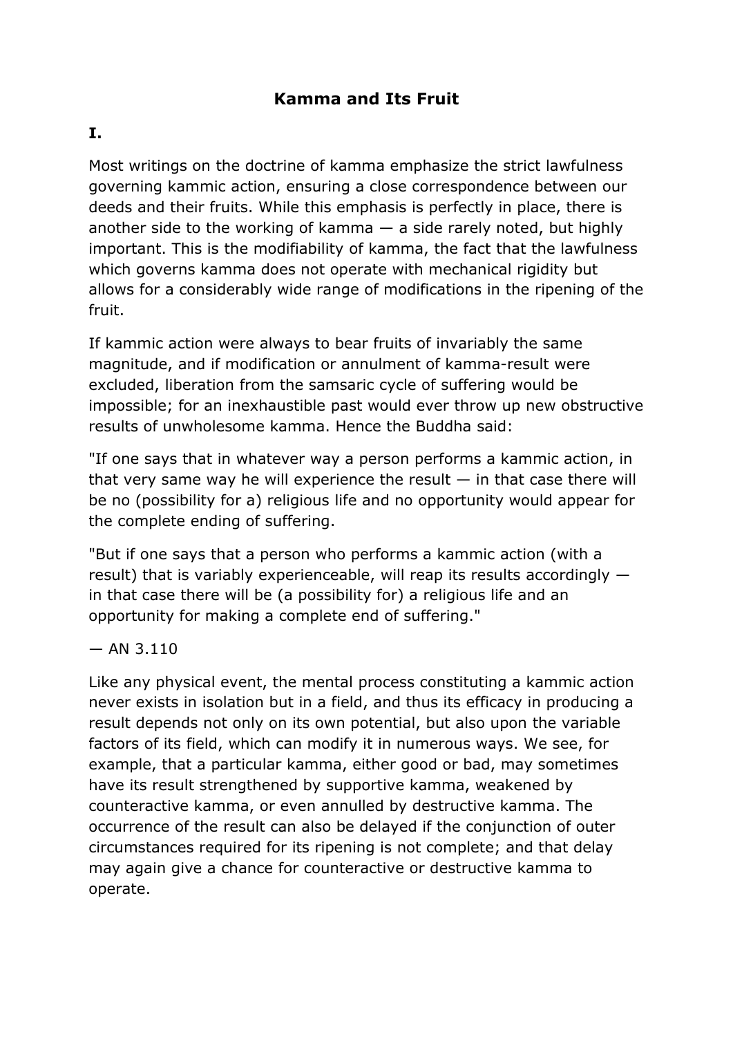# Kamma and Its Fruit

## I.

Most writings on the doctrine of kamma emphasize the strict lawfulness governing kammic action, ensuring a close correspondence between our deeds and their fruits. While this emphasis is perfectly in place, there is another side to the working of kamma — a side rarely noted, but highly important. This is the modifiability of kamma, the fact that the lawfulness which governs kamma does not operate with mechanical rigidity but allows for a considerably wide range of modifications in the ripening of the fruit.

If kammic action were always to bear fruits of invariably the same magnitude, and if modification or annulment of kamma-result were excluded, liberation from the samsaric cycle of suffering would be impossible; for an inexhaustible past would ever throw up new obstructive results of unwholesome kamma. Hence the Buddha said:

"If one says that in whatever way a person performs a kammic action, in that very same way he will experience the result — in that case there will be no (possibility for a) religious life and no opportunity would appear for the complete ending of suffering.

"But if one says that a person who performs a kammic action (with a result) that is variably experienceable, will reap its results accordingly — in that case there will be (a possibility for) a religious life and an opportunity for making a complete end of suffering."

— AN 3.110

Like any physical event, the mental process constituting a kammic action never exists in isolation but in a field, and thus its efficacy in producing a result depends not only on its own potential, but also upon the variable factors of its field, which can modify it in numerous ways. We see, for example, that a particular kamma, either good or bad, may sometimes have its result strengthened by supportive kamma, weakened by counteractive kamma, or even annulled by destructive kamma. The occurrence of the result can also be delayed if the conjunction of outer circumstances required for its ripening is not complete; and that delay may again give a chance for counteractive or destructive kamma to operate.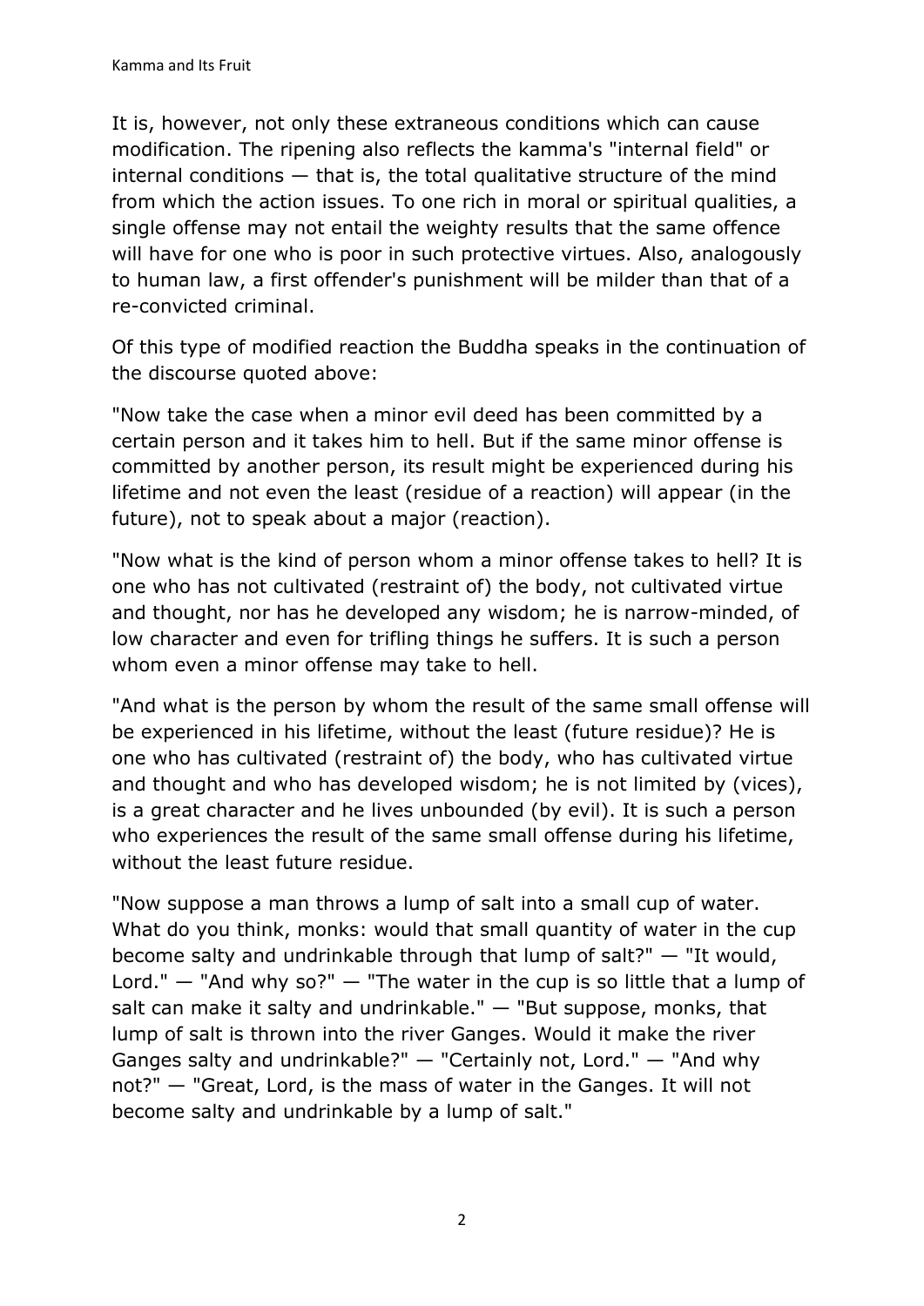It is, however, not only these extraneous conditions which can cause modification. The ripening also reflects the kamma's "internal field" or internal conditions — that is, the total qualitative structure of the mind from which the action issues. To one rich in moral or spiritual qualities, a single offense may not entail the weighty results that the same offence will have for one who is poor in such protective virtues. Also, analogously to human law, a first offender's punishment will be milder than that of a re-convicted criminal.

Of this type of modified reaction the Buddha speaks in the continuation of the discourse quoted above:

"Now take the case when a minor evil deed has been committed by a certain person and it takes him to hell. But if the same minor offense is committed by another person, its result might be experienced during his lifetime and not even the least (residue of a reaction) will appear (in the future), not to speak about a major (reaction).

"Now what is the kind of person whom a minor offense takes to hell? It is one who has not cultivated (restraint of) the body, not cultivated virtue and thought, nor has he developed any wisdom; he is narrow-minded, of low character and even for trifling things he suffers. It is such a person whom even a minor offense may take to hell.

"And what is the person by whom the result of the same small offense will be experienced in his lifetime, without the least (future residue)? He is one who has cultivated (restraint of) the body, who has cultivated virtue and thought and who has developed wisdom; he is not limited by (vices), is a great character and he lives unbounded (by evil). It is such a person who experiences the result of the same small offense during his lifetime, without the least future residue.

"Now suppose a man throws a lump of salt into a small cup of water. What do you think, monks: would that small quantity of water in the cup become salty and undrinkable through that lump of salt?" — "It would, Lord." — "And why so?" — "The water in the cup is so little that a lump of salt can make it salty and undrinkable." — "But suppose, monks, that lump of salt is thrown into the river Ganges. Would it make the river Ganges salty and undrinkable?" — "Certainly not, Lord." — "And why not?" — "Great, Lord, is the mass of water in the Ganges. It will not become salty and undrinkable by a lump of salt."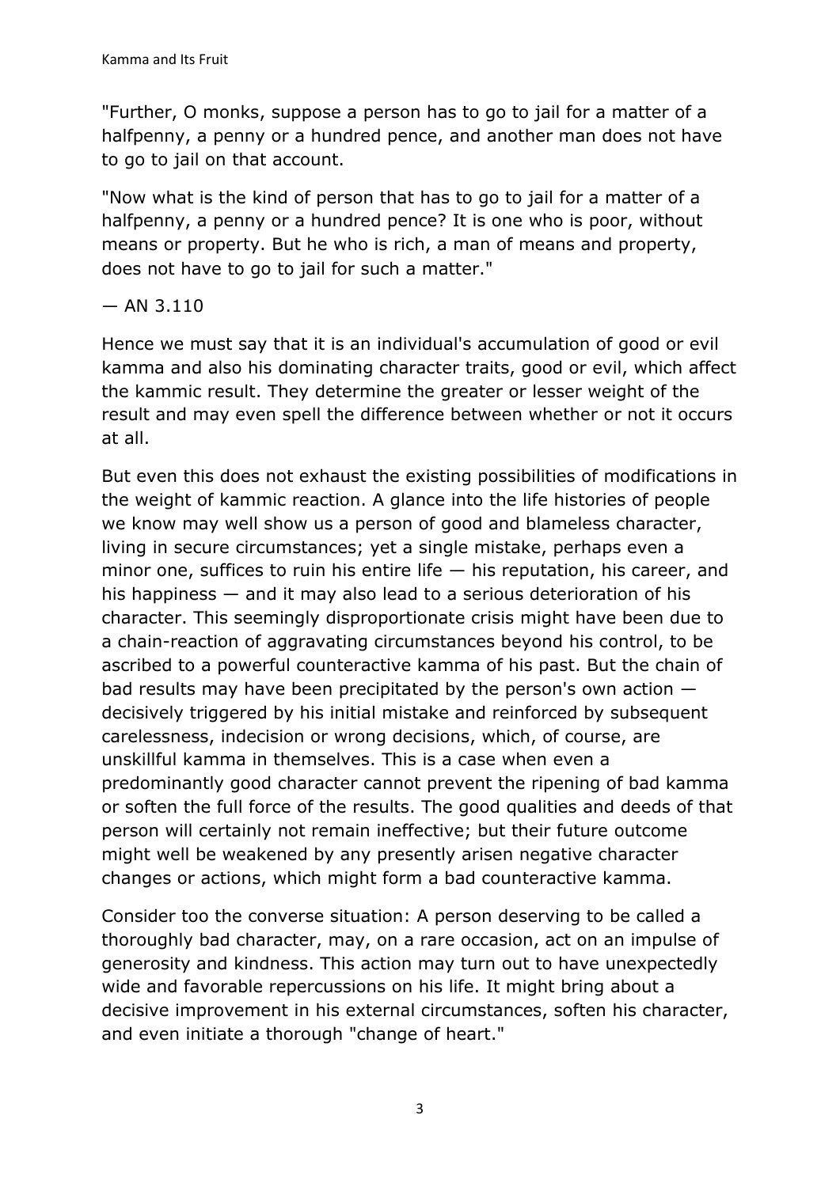"Further, O monks, suppose a person has to go to jail for a matter of a halfpenny, a penny or a hundred pence, and another man does not have to go to jail on that account.

"Now what is the kind of person that has to go to jail for a matter of a halfpenny, a penny or a hundred pence? It is one who is poor, without means or property. But he who is rich, a man of means and property, does not have to go to jail for such a matter."

— AN 3.110

Hence we must say that it is an individual's accumulation of good or evil kamma and also his dominating character traits, good or evil, which affect the kammic result. They determine the greater or lesser weight of the result and may even spell the difference between whether or not it occurs at all.

But even this does not exhaust the existing possibilities of modifications in the weight of kammic reaction. A glance into the life histories of people we know may well show us a person of good and blameless character, living in secure circumstances; yet a single mistake, perhaps even a minor one, suffices to ruin his entire life — his reputation, his career, and his happiness — and it may also lead to a serious deterioration of his character. This seemingly disproportionate crisis might have been due to a chain-reaction of aggravating circumstances beyond his control, to be ascribed to a powerful counteractive kamma of his past. But the chain of bad results may have been precipitated by the person's own action — decisively triggered by his initial mistake and reinforced by subsequent carelessness, indecision or wrong decisions, which, of course, are unskillful kamma in themselves. This is a case when even a predominantly good character cannot prevent the ripening of bad kamma or soften the full force of the results. The good qualities and deeds of that person will certainly not remain ineffective; but their future outcome might well be weakened by any presently arisen negative character changes or actions, which might form a bad counteractive kamma.

Consider too the converse situation: A person deserving to be called a thoroughly bad character, may, on a rare occasion, act on an impulse of generosity and kindness. This action may turn out to have unexpectedly wide and favorable repercussions on his life. It might bring about a decisive improvement in his external circumstances, soften his character, and even initiate a thorough "change of heart."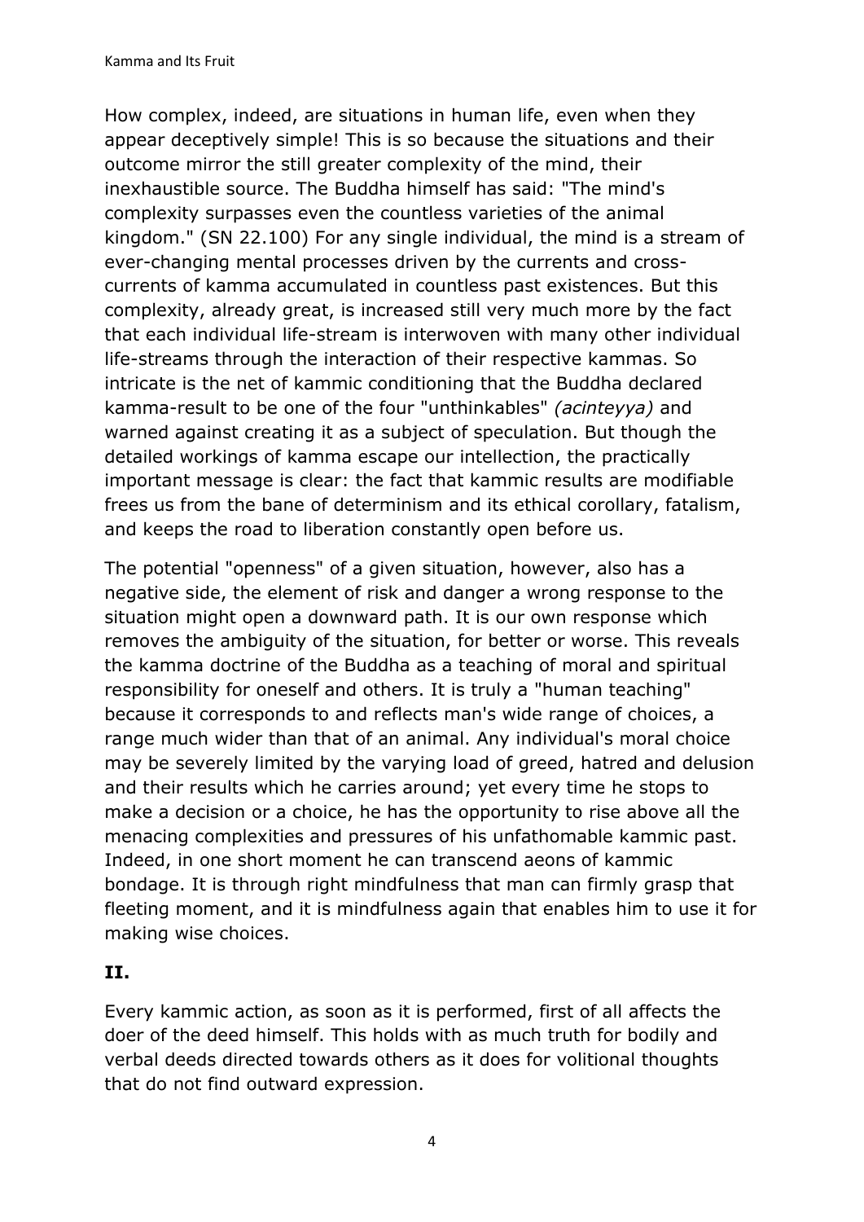How complex, indeed, are situations in human life, even when they appear deceptively simple! This is so because the situations and their outcome mirror the still greater complexity of the mind, their inexhaustible source. The Buddha himself has said: "The mind's complexity surpasses even the countless varieties of the animal kingdom." (SN 22.100) For any single individual, the mind is a stream of ever-changing mental processes driven by the currents and cross-currents of kamma accumulated in countless past existences. But this complexity, already great, is increased still very much more by the fact that each individual life-stream is interwoven with many other individual life-streams through the interaction of their respective kammas. So intricate is the net of kammic conditioning that the Buddha declared kamma-result to be one of the four "unthinkables" *(acinteyya)* and warned against creating it as a subject of speculation. But though the detailed workings of kamma escape our intellection, the practically important message is clear: the fact that kammic results are modifiable frees us from the bane of determinism and its ethical corollary, fatalism, and keeps the road to liberation constantly open before us.

The potential "openness" of a given situation, however, also has a negative side, the element of risk and danger a wrong response to the situation might open a downward path. It is our own response which removes the ambiguity of the situation, for better or worse. This reveals the kamma doctrine of the Buddha as a teaching of moral and spiritual responsibility for oneself and others. It is truly a "human teaching" because it corresponds to and reflects man's wide range of choices, a range much wider than that of an animal. Any individual's moral choice may be severely limited by the varying load of greed, hatred and delusion and their results which he carries around; yet every time he stops to make a decision or a choice, he has the opportunity to rise above all the menacing complexities and pressures of his unfathomable kammic past. Indeed, in one short moment he can transcend aeons of kammic bondage. It is through right mindfulness that man can firmly grasp that fleeting moment, and it is mindfulness again that enables him to use it for making wise choices.

## II.

Every kammic action, as soon as it is performed, first of all affects the doer of the deed himself. This holds with as much truth for bodily and verbal deeds directed towards others as it does for volitional thoughts that do not find outward expression.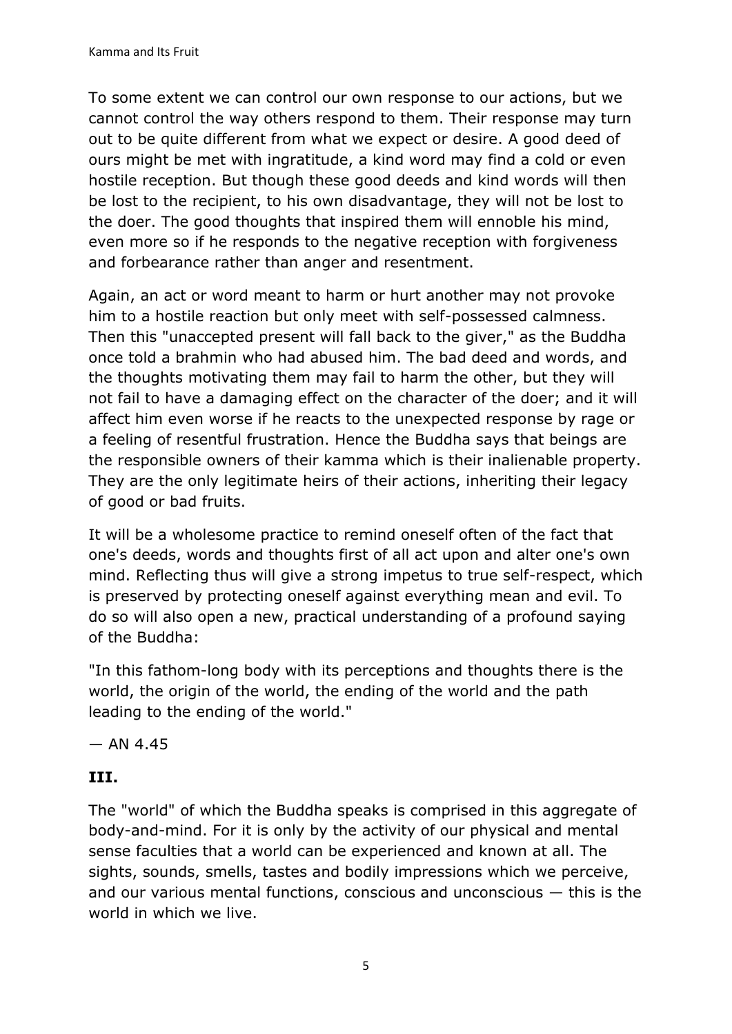To some extent we can control our own response to our actions, but we cannot control the way others respond to them. Their response may turn out to be quite different from what we expect or desire. A good deed of ours might be met with ingratitude, a kind word may find a cold or even hostile reception. But though these good deeds and kind words will then be lost to the recipient, to his own disadvantage, they will not be lost to the doer. The good thoughts that inspired them will ennoble his mind, even more so if he responds to the negative reception with forgiveness and forbearance rather than anger and resentment.

Again, an act or word meant to harm or hurt another may not provoke him to a hostile reaction but only meet with self-possessed calmness. Then this "unaccepted present will fall back to the giver," as the Buddha once told a brahmin who had abused him. The bad deed and words, and the thoughts motivating them may fail to harm the other, but they will not fail to have a damaging effect on the character of the doer; and it will affect him even worse if he reacts to the unexpected response by rage or a feeling of resentful frustration. Hence the Buddha says that beings are the responsible owners of their kamma which is their inalienable property. They are the only legitimate heirs of their actions, inheriting their legacy of good or bad fruits.

It will be a wholesome practice to remind oneself often of the fact that one's deeds, words and thoughts first of all act upon and alter one's own mind. Reflecting thus will give a strong impetus to true self-respect, which is preserved by protecting oneself against everything mean and evil. To do so will also open a new, practical understanding of a profound saying of the Buddha:

"In this fathom-long body with its perceptions and thoughts there is the world, the origin of the world, the ending of the world and the path leading to the ending of the world."

— AN 4.45

### III.

The "world" of which the Buddha speaks is comprised in this aggregate of body-and-mind. For it is only by the activity of our physical and mental sense faculties that a world can be experienced and known at all. The sights, sounds, smells, tastes and bodily impressions which we perceive, and our various mental functions, conscious and unconscious — this is the world in which we live.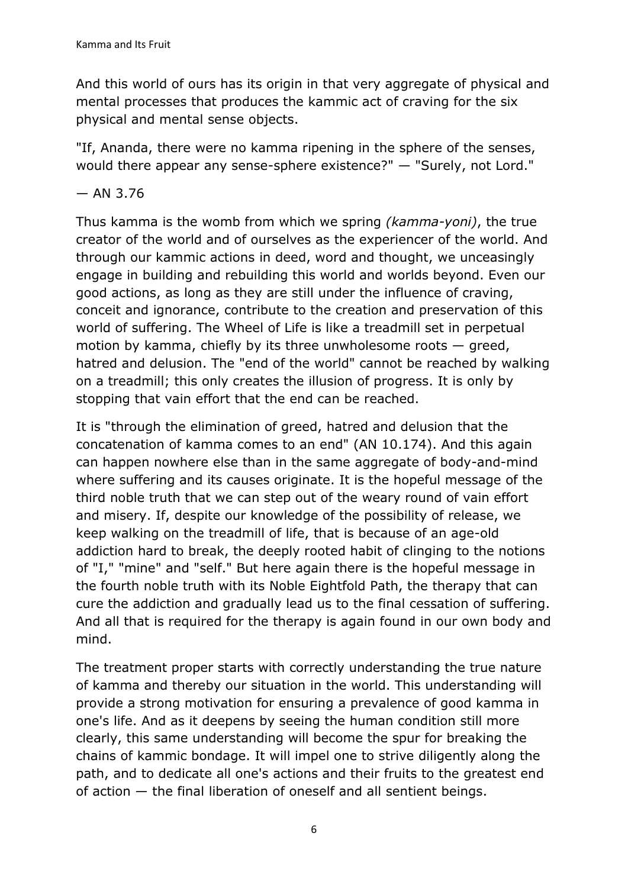And this world of ours has its origin in that very aggregate of physical and mental processes that produces the kammic act of craving for the six physical and mental sense objects.

"If, Ananda, there were no kamma ripening in the sphere of the senses, would there appear any sense-sphere existence?" — "Surely, not Lord."

— AN 3.76

Thus kamma is the womb from which we spring *(kamma-yoni)*, the true creator of the world and of ourselves as the experiencer of the world. And through our kammic actions in deed, word and thought, we unceasingly engage in building and rebuilding this world and worlds beyond. Even our good actions, as long as they are still under the influence of craving, conceit and ignorance, contribute to the creation and preservation of this world of suffering. The Wheel of Life is like a treadmill set in perpetual motion by kamma, chiefly by its three unwholesome roots — greed, hatred and delusion. The "end of the world" cannot be reached by walking on a treadmill; this only creates the illusion of progress. It is only by stopping that vain effort that the end can be reached.

It is "through the elimination of greed, hatred and delusion that the concatenation of kamma comes to an end" (AN 10.174). And this again can happen nowhere else than in the same aggregate of body-and-mind where suffering and its causes originate. It is the hopeful message of the third noble truth that we can step out of the weary round of vain effort and misery. If, despite our knowledge of the possibility of release, we keep walking on the treadmill of life, that is because of an age-old addiction hard to break, the deeply rooted habit of clinging to the notions of "I," "mine" and "self." But here again there is the hopeful message in the fourth noble truth with its Noble Eightfold Path, the therapy that can cure the addiction and gradually lead us to the final cessation of suffering. And all that is required for the therapy is again found in our own body and mind.

The treatment proper starts with correctly understanding the true nature of kamma and thereby our situation in the world. This understanding will provide a strong motivation for ensuring a prevalence of good kamma in one's life. And as it deepens by seeing the human condition still more clearly, this same understanding will become the spur for breaking the chains of kammic bondage. It will impel one to strive diligently along the path, and to dedicate all one's actions and their fruits to the greatest end of action — the final liberation of oneself and all sentient beings.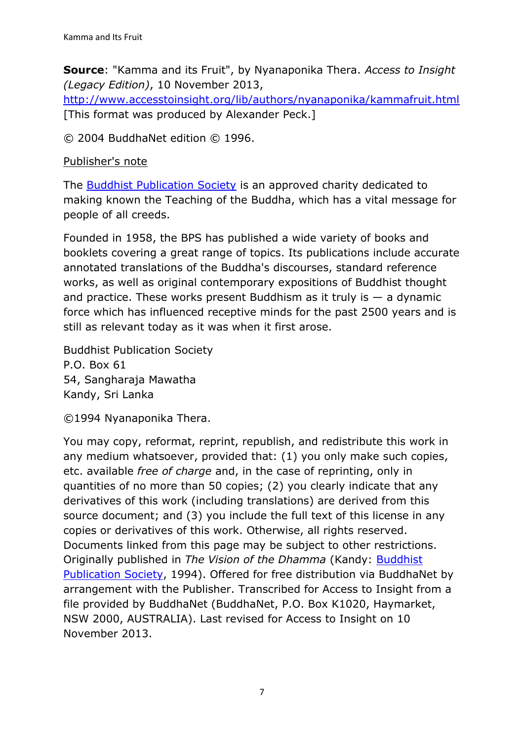**Source**: "Kamma and its Fruit", by Nyanaponika Thera. *Access to Insight (Legacy Edition)*, 10 November 2013, http://www.accesstoinsight.org/lib/authors/nyanaponika/kammafruit.html [This format was produced by Alexander Peck.]

© 2004 BuddhaNet edition © 1996.

Publisher's note

The Buddhist Publication Society is an approved charity dedicated to making known the Teaching of the Buddha, which has a vital message for people of all creeds.

Founded in 1958, the BPS has published a wide variety of books and booklets covering a great range of topics. Its publications include accurate annotated translations of the Buddha's discourses, standard reference works, as well as original contemporary expositions of Buddhist thought and practice. These works present Buddhism as it truly is — a dynamic force which has influenced receptive minds for the past 2500 years and is still as relevant today as it was when it first arose.

Buddhist Publication Society
P.O. Box 61
54, Sangharaja Mawatha
Kandy, Sri Lanka

©1994 Nyanaponika Thera.

You may copy, reformat, reprint, republish, and redistribute this work in any medium whatsoever, provided that: (1) you only make such copies, etc. available *free of charge* and, in the case of reprinting, only in quantities of no more than 50 copies; (2) you clearly indicate that any derivatives of this work (including translations) are derived from this source document; and (3) you include the full text of this license in any copies or derivatives of this work. Otherwise, all rights reserved. Documents linked from this page may be subject to other restrictions. Originally published in *The Vision of the Dhamma* (Kandy: Buddhist Publication Society, 1994). Offered for free distribution via BuddhaNet by arrangement with the Publisher. Transcribed for Access to Insight from a file provided by BuddhaNet (BuddhaNet, P.O. Box K1020, Haymarket, NSW 2000, AUSTRALIA). Last revised for Access to Insight on 10 November 2013.